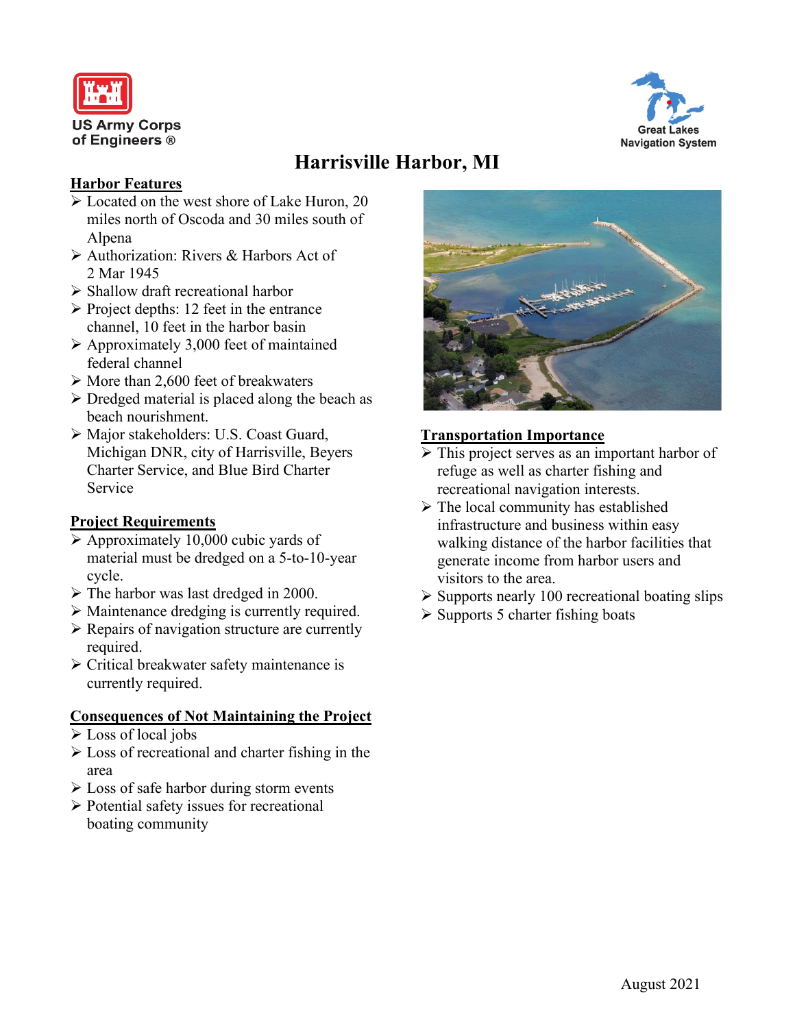US Army Corps of Engineers ®

Great Lakes Navigation System

# Harrisville Harbor, MI

## Harbor Features

- Located on the west shore of Lake Huron, 20 miles north of Oscoda and 30 miles south of Alpena
- Authorization: Rivers & Harbors Act of 2 Mar 1945
- Shallow draft recreational harbor
- Project depths: 12 feet in the entrance channel, 10 feet in the harbor basin
- Approximately 3,000 feet of maintained federal channel
- More than 2,600 feet of breakwaters
- Dredged material is placed along the beach as beach nourishment.
- Major stakeholders: U.S. Coast Guard, Michigan DNR, city of Harrisville, Beyers Charter Service, and Blue Bird Charter Service

## Project Requirements

- Approximately 10,000 cubic yards of material must be dredged on a 5-to-10-year cycle.
- The harbor was last dredged in 2000.
- Maintenance dredging is currently required.
- Repairs of navigation structure are currently required.
- Critical breakwater safety maintenance is currently required.

## Consequences of Not Maintaining the Project

- Loss of local jobs
- Loss of recreational and charter fishing in the area
- Loss of safe harbor during storm events
- Potential safety issues for recreational boating community

## Transportation Importance

- This project serves as an important harbor of refuge as well as charter fishing and recreational navigation interests.
- The local community has established infrastructure and business within easy walking distance of the harbor facilities that generate income from harbor users and visitors to the area.
- Supports nearly 100 recreational boating slips
- Supports 5 charter fishing boats

August 2021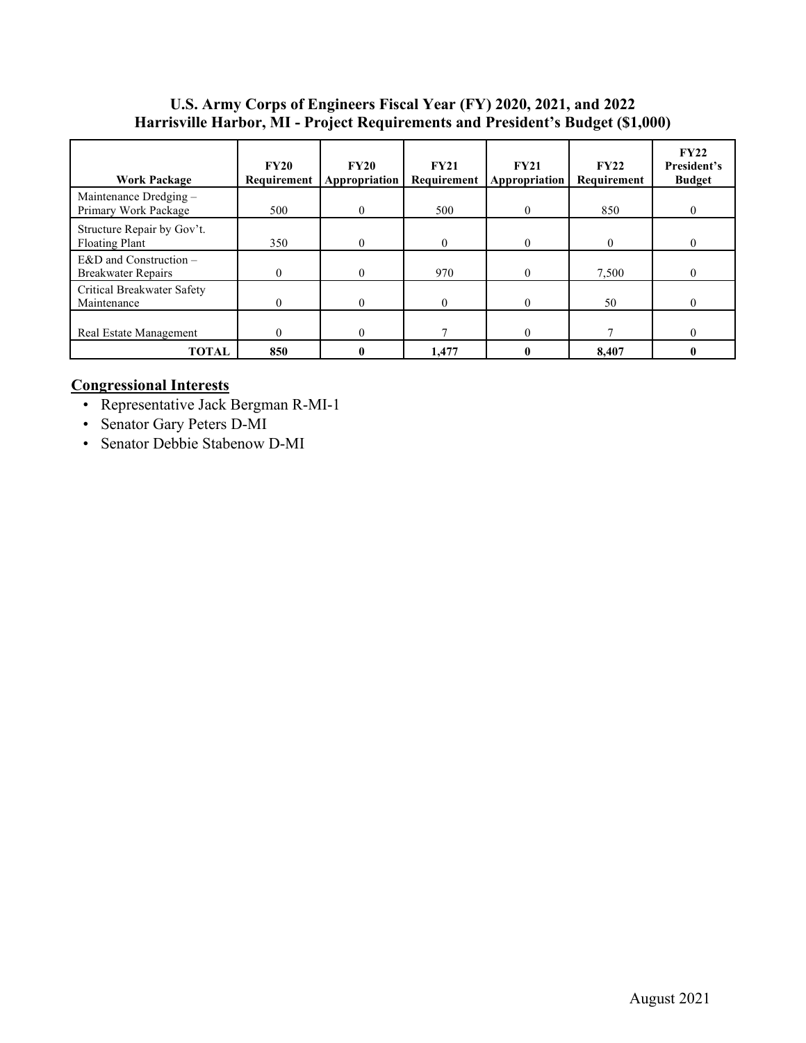## U.S. Army Corps of Engineers Fiscal Year (FY) 2020, 2021, and 2022 Harrisville Harbor, MI - Project Requirements and President's Budget ($1,000)

| Work Package | FY20 Requirement | FY20 Appropriation | FY21 Requirement | FY21 Appropriation | FY22 Requirement | FY22 President's Budget |
|---|---|---|---|---|---|---|
| Maintenance Dredging – Primary Work Package | 500 | 0 | 500 | 0 | 850 | 0 |
| Structure Repair by Gov't. Floating Plant | 350 | 0 | 0 | 0 | 0 | 0 |
| E&D and Construction – Breakwater Repairs | 0 | 0 | 970 | 0 | 7,500 | 0 |
| Critical Breakwater Safety Maintenance | 0 | 0 | 0 | 0 | 50 | 0 |
| Real Estate Management | 0 | 0 | 7 | 0 | 7 | 0 |
| **TOTAL** | **850** | **0** | **1,477** | **0** | **8,407** | **0** |

**Congressional Interests**

- Representative Jack Bergman R-MI-1
- Senator Gary Peters D-MI
- Senator Debbie Stabenow D-MI

August 2021